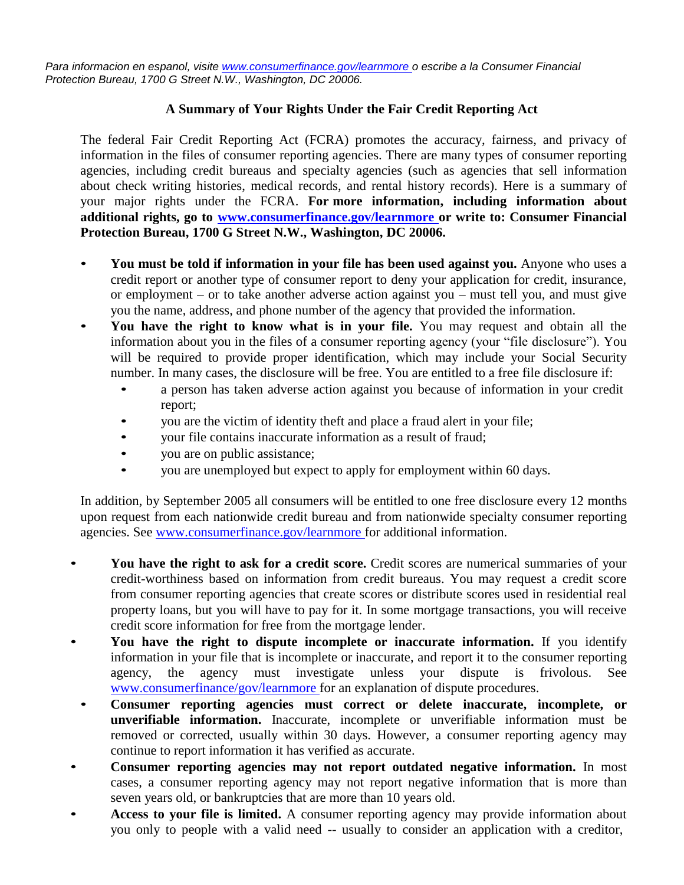*Para informacion en espanol, visite [www.consumerfinance.gov/learnmore](www.consumerfinance.gov/learnmore) o escribe a la Consumer Financial Protection Bureau, 1700 G Street N.W., Washington, DC 20006.*

## A Summary of Your Rights Under the Fair Credit Reporting Act

The federal Fair Credit Reporting Act (FCRA) promotes the accuracy, fairness, and privacy of information in the files of consumer reporting agencies. There are many types of consumer reporting agencies, including credit bureaus and specialty agencies (such as agencies that sell information about check writing histories, medical records, and rental history records). Here is a summary of your major rights under the FCRA. **For more information, including information about additional rights, go to [www.consumerfinance.gov/learnmore](www.consumerfinance.gov/learnmore) or write to: Consumer Financial Protection Bureau, 1700 G Street N.W., Washington, DC 20006.**

- **You must be told if information in your file has been used against you.** Anyone who uses a credit report or another type of consumer report to deny your application for credit, insurance, or employment – or to take another adverse action against you – must tell you, and must give you the name, address, and phone number of the agency that provided the information.
- **You have the right to know what is in your file.** You may request and obtain all the information about you in the files of a consumer reporting agency (your "file disclosure"). You will be required to provide proper identification, which may include your Social Security number. In many cases, the disclosure will be free. You are entitled to a free file disclosure if:
    - a person has taken adverse action against you because of information in your credit report;
    - you are the victim of identity theft and place a fraud alert in your file;
    - your file contains inaccurate information as a result of fraud;
    - you are on public assistance;
    - you are unemployed but expect to apply for employment within 60 days.

  In addition, by September 2005 all consumers will be entitled to one free disclosure every 12 months upon request from each nationwide credit bureau and from nationwide specialty consumer reporting agencies. See [www.consumerfinance.gov/learnmore](www.consumerfinance.gov/learnmore) for additional information.

- **You have the right to ask for a credit score.** Credit scores are numerical summaries of your credit-worthiness based on information from credit bureaus. You may request a credit score from consumer reporting agencies that create scores or distribute scores used in residential real property loans, but you will have to pay for it. In some mortgage transactions, you will receive credit score information for free from the mortgage lender.
- **You have the right to dispute incomplete or inaccurate information.** If you identify information in your file that is incomplete or inaccurate, and report it to the consumer reporting agency, the agency must investigate unless your dispute is frivolous. See [www.consumerfinance/gov/learnmore](www.consumerfinance/gov/learnmore) for an explanation of dispute procedures.
- **Consumer reporting agencies must correct or delete inaccurate, incomplete, or unverifiable information.** Inaccurate, incomplete or unverifiable information must be removed or corrected, usually within 30 days. However, a consumer reporting agency may continue to report information it has verified as accurate.
- **Consumer reporting agencies may not report outdated negative information.** In most cases, a consumer reporting agency may not report negative information that is more than seven years old, or bankruptcies that are more than 10 years old.
- **Access to your file is limited.** A consumer reporting agency may provide information about you only to people with a valid need -- usually to consider an application with a creditor,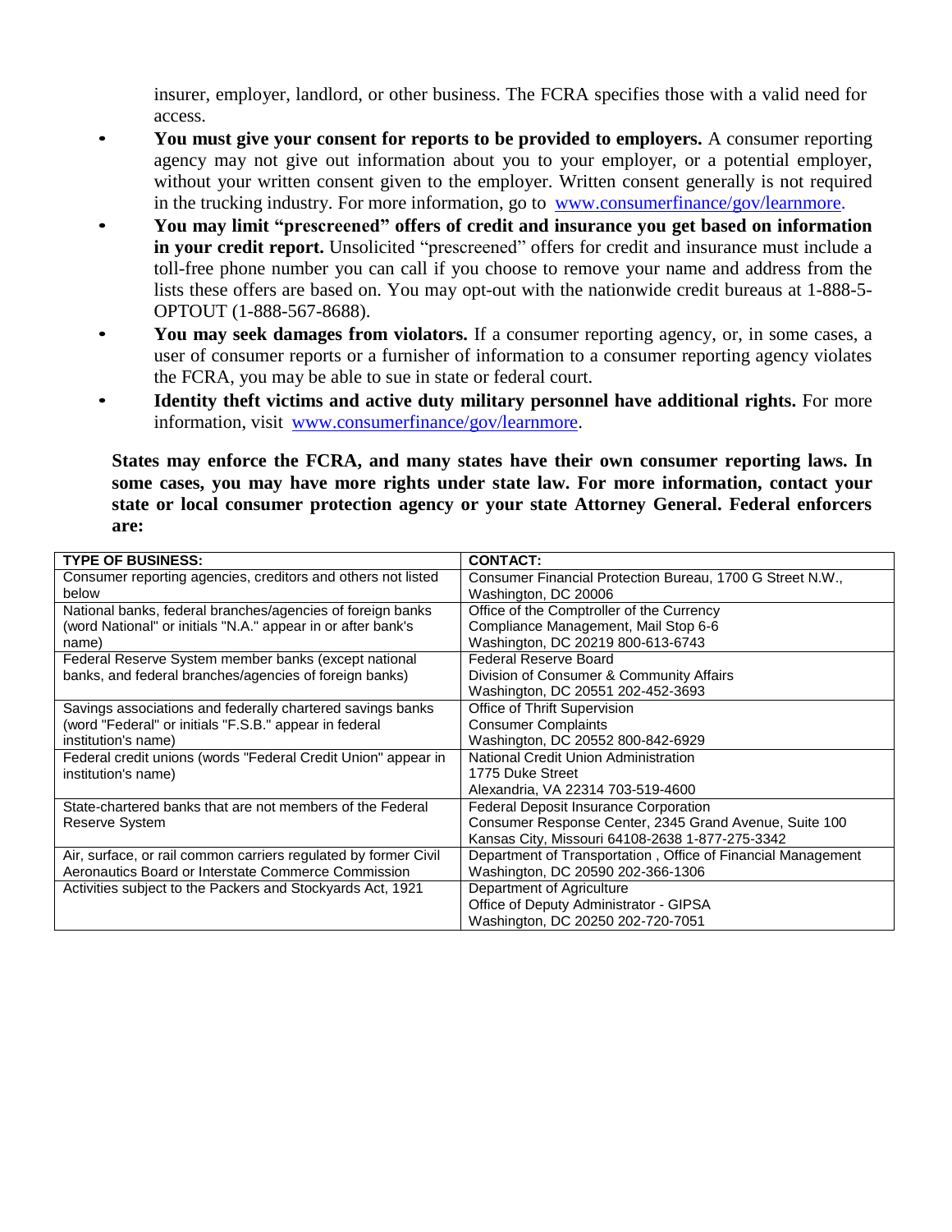insurer, employer, landlord, or other business. The FCRA specifies those with a valid need for access.

- **You must give your consent for reports to be provided to employers.** A consumer reporting agency may not give out information about you to your employer, or a potential employer, without your written consent given to the employer. Written consent generally is not required in the trucking industry. For more information, go to [www.consumerfinance/gov/learnmore](www.consumerfinance/gov/learnmore).
- **You may limit "prescreened" offers of credit and insurance you get based on information in your credit report.** Unsolicited "prescreened" offers for credit and insurance must include a toll-free phone number you can call if you choose to remove your name and address from the lists these offers are based on. You may opt-out with the nationwide credit bureaus at 1-888-5-OPTOUT (1-888-567-8688).
- **You may seek damages from violators.** If a consumer reporting agency, or, in some cases, a user of consumer reports or a furnisher of information to a consumer reporting agency violates the FCRA, you may be able to sue in state or federal court.
- **Identity theft victims and active duty military personnel have additional rights.** For more information, visit [www.consumerfinance/gov/learnmore](www.consumerfinance/gov/learnmore).

**States may enforce the FCRA, and many states have their own consumer reporting laws. In some cases, you may have more rights under state law. For more information, contact your state or local consumer protection agency or your state Attorney General. Federal enforcers are:**

| TYPE OF BUSINESS: | CONTACT: |
|---|---|
| Consumer reporting agencies, creditors and others not listed below | Consumer Financial Protection Bureau, 1700 G Street N.W., Washington, DC 20006 |
| National banks, federal branches/agencies of foreign banks (word National" or initials "N.A." appear in or after bank's name) | Office of the Comptroller of the Currency<br>Compliance Management, Mail Stop 6-6<br>Washington, DC 20219 800-613-6743 |
| Federal Reserve System member banks (except national banks, and federal branches/agencies of foreign banks) | Federal Reserve Board<br>Division of Consumer & Community Affairs<br>Washington, DC 20551 202-452-3693 |
| Savings associations and federally chartered savings banks (word "Federal" or initials "F.S.B." appear in federal institution's name) | Office of Thrift Supervision<br>Consumer Complaints<br>Washington, DC 20552 800-842-6929 |
| Federal credit unions (words "Federal Credit Union" appear in institution's name) | National Credit Union Administration<br>1775 Duke Street<br>Alexandria, VA 22314 703-519-4600 |
| State-chartered banks that are not members of the Federal Reserve System | Federal Deposit Insurance Corporation<br>Consumer Response Center, 2345 Grand Avenue, Suite 100<br>Kansas City, Missouri 64108-2638 1-877-275-3342 |
| Air, surface, or rail common carriers regulated by former Civil Aeronautics Board or Interstate Commerce Commission | Department of Transportation , Office of Financial Management<br>Washington, DC 20590 202-366-1306 |
| Activities subject to the Packers and Stockyards Act, 1921 | Department of Agriculture<br>Office of Deputy Administrator - GIPSA<br>Washington, DC 20250 202-720-7051 |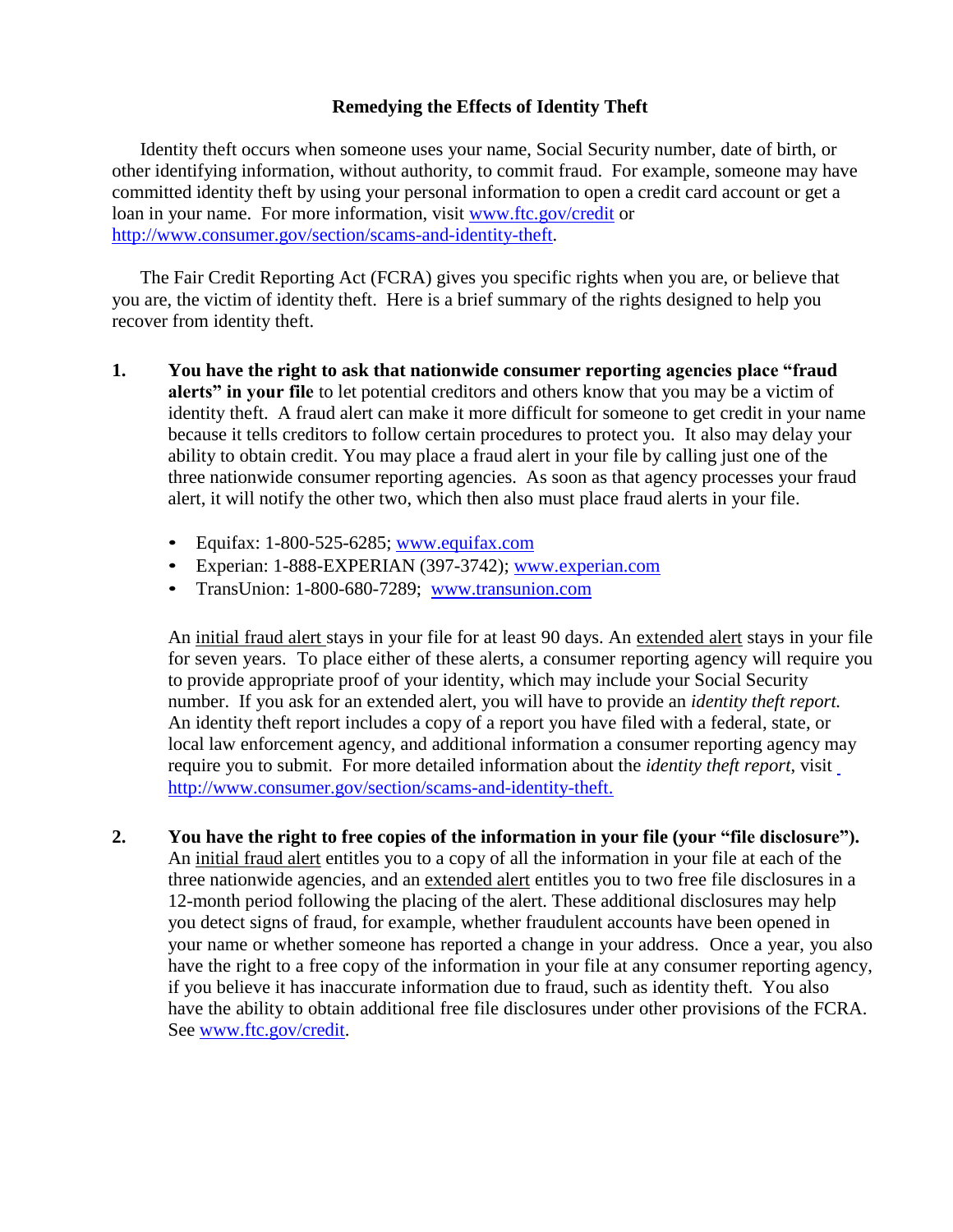## Remedying the Effects of Identity Theft

Identity theft occurs when someone uses your name, Social Security number, date of birth, or other identifying information, without authority, to commit fraud. For example, someone may have committed identity theft by using your personal information to open a credit card account or get a loan in your name. For more information, visit [www.ftc.gov/credit](http://www.ftc.gov/credit) or [http://www.consumer.gov/section/scams-and-identity-theft](http://www.consumer.gov/section/scams-and-identity-theft).

The Fair Credit Reporting Act (FCRA) gives you specific rights when you are, or believe that you are, the victim of identity theft. Here is a brief summary of the rights designed to help you recover from identity theft.

1. **You have the right to ask that nationwide consumer reporting agencies place "fraud alerts" in your file** to let potential creditors and others know that you may be a victim of identity theft. A fraud alert can make it more difficult for someone to get credit in your name because it tells creditors to follow certain procedures to protect you. It also may delay your ability to obtain credit. You may place a fraud alert in your file by calling just one of the three nationwide consumer reporting agencies. As soon as that agency processes your fraud alert, it will notify the other two, which then also must place fraud alerts in your file.

   - Equifax: 1-800-525-6285; [www.equifax.com](http://www.equifax.com)
   - Experian: 1-888-EXPERIAN (397-3742); [www.experian.com](http://www.experian.com)
   - TransUnion: 1-800-680-7289; [www.transunion.com](http://www.transunion.com)

   An initial fraud alert stays in your file for at least 90 days. An extended alert stays in your file for seven years. To place either of these alerts, a consumer reporting agency will require you to provide appropriate proof of your identity, which may include your Social Security number. If you ask for an extended alert, you will have to provide an *identity theft report.* An identity theft report includes a copy of a report you have filed with a federal, state, or local law enforcement agency, and additional information a consumer reporting agency may require you to submit. For more detailed information about the *identity theft report*, visit [http://www.consumer.gov/section/scams-and-identity-theft.](http://www.consumer.gov/section/scams-and-identity-theft)

2. **You have the right to free copies of the information in your file (your "file disclosure").** An initial fraud alert entitles you to a copy of all the information in your file at each of the three nationwide agencies, and an extended alert entitles you to two free file disclosures in a 12-month period following the placing of the alert. These additional disclosures may help you detect signs of fraud, for example, whether fraudulent accounts have been opened in your name or whether someone has reported a change in your address. Once a year, you also have the right to a free copy of the information in your file at any consumer reporting agency, if you believe it has inaccurate information due to fraud, such as identity theft. You also have the ability to obtain additional free file disclosures under other provisions of the FCRA. See [www.ftc.gov/credit](http://www.ftc.gov/credit).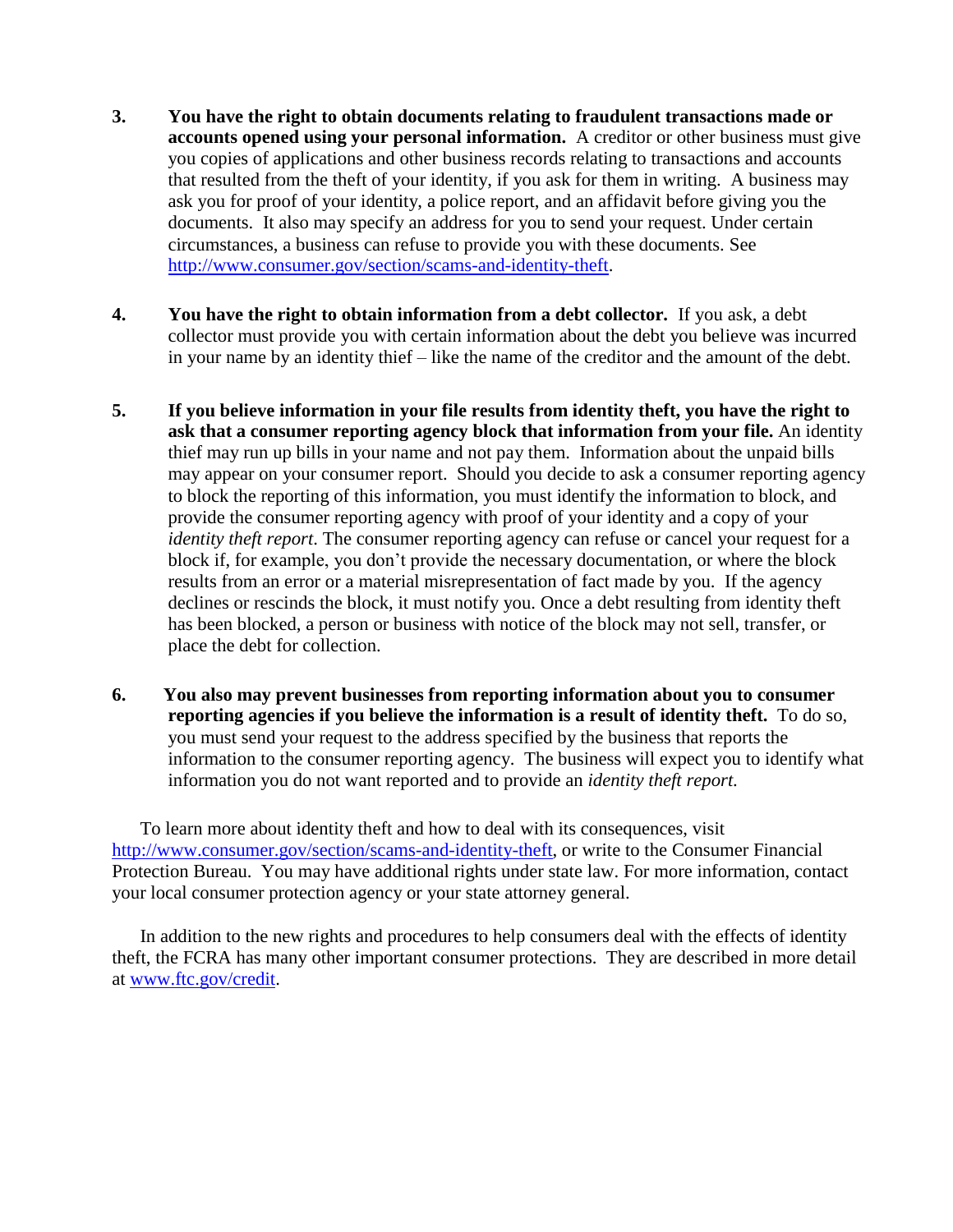3. **You have the right to obtain documents relating to fraudulent transactions made or accounts opened using your personal information.** A creditor or other business must give you copies of applications and other business records relating to transactions and accounts that resulted from the theft of your identity, if you ask for them in writing. A business may ask you for proof of your identity, a police report, and an affidavit before giving you the documents. It also may specify an address for you to send your request. Under certain circumstances, a business can refuse to provide you with these documents. See [http://www.consumer.gov/section/scams-and-identity-theft](http://www.consumer.gov/section/scams-and-identity-theft).

4. **You have the right to obtain information from a debt collector.** If you ask, a debt collector must provide you with certain information about the debt you believe was incurred in your name by an identity thief – like the name of the creditor and the amount of the debt.

5. **If you believe information in your file results from identity theft, you have the right to ask that a consumer reporting agency block that information from your file.** An identity thief may run up bills in your name and not pay them. Information about the unpaid bills may appear on your consumer report. Should you decide to ask a consumer reporting agency to block the reporting of this information, you must identify the information to block, and provide the consumer reporting agency with proof of your identity and a copy of your *identity theft report*. The consumer reporting agency can refuse or cancel your request for a block if, for example, you don't provide the necessary documentation, or where the block results from an error or a material misrepresentation of fact made by you. If the agency declines or rescinds the block, it must notify you. Once a debt resulting from identity theft has been blocked, a person or business with notice of the block may not sell, transfer, or place the debt for collection.

6. **You also may prevent businesses from reporting information about you to consumer reporting agencies if you believe the information is a result of identity theft.** To do so, you must send your request to the address specified by the business that reports the information to the consumer reporting agency. The business will expect you to identify what information you do not want reported and to provide an *identity theft report.*

To learn more about identity theft and how to deal with its consequences, visit [http://www.consumer.gov/section/scams-and-identity-theft](http://www.consumer.gov/section/scams-and-identity-theft), or write to the Consumer Financial Protection Bureau. You may have additional rights under state law. For more information, contact your local consumer protection agency or your state attorney general.

In addition to the new rights and procedures to help consumers deal with the effects of identity theft, the FCRA has many other important consumer protections. They are described in more detail at [www.ftc.gov/credit](www.ftc.gov/credit).